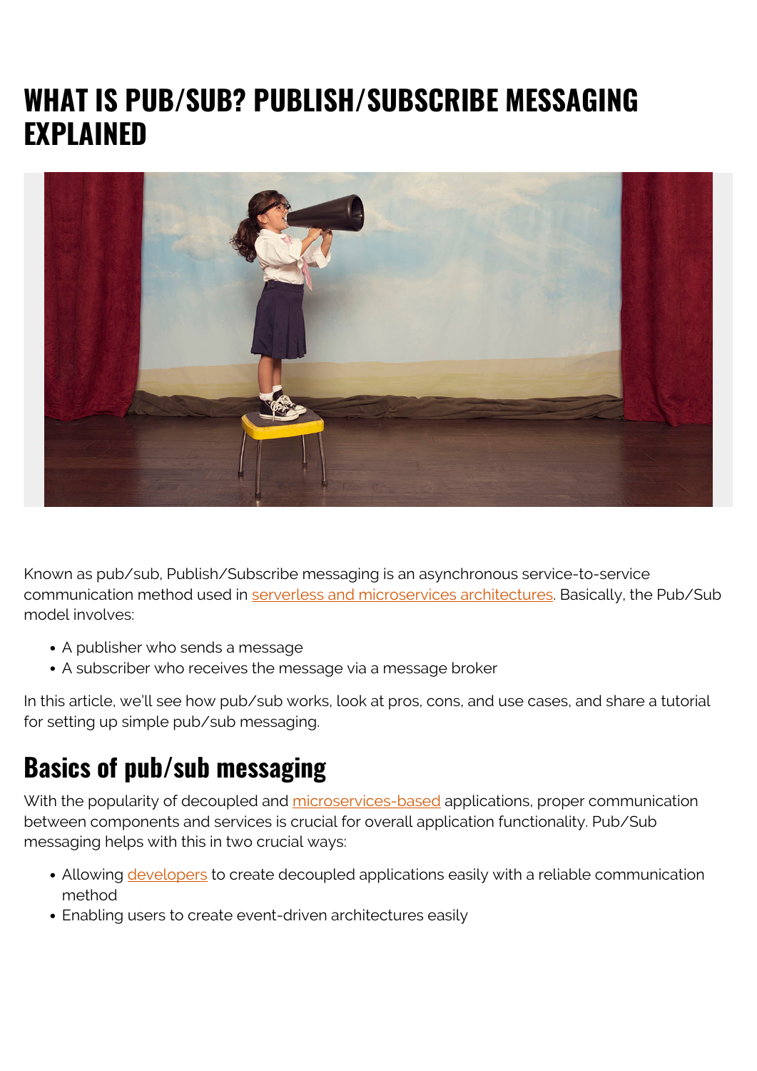# WHAT IS PUB/SUB? PUBLISH/SUBSCRIBE MESSAGING EXPLAINED

Known as pub/sub, Publish/Subscribe messaging is an asynchronous service-to-service communication method used in serverless and microservices architectures. Basically, the Pub/Sub model involves:

- A publisher who sends a message
- A subscriber who receives the message via a message broker

In this article, we'll see how pub/sub works, look at pros, cons, and use cases, and share a tutorial for setting up simple pub/sub messaging.

## Basics of pub/sub messaging

With the popularity of decoupled and microservices-based applications, proper communication between components and services is crucial for overall application functionality. Pub/Sub messaging helps with this in two crucial ways:

- Allowing developers to create decoupled applications easily with a reliable communication method
- Enabling users to create event-driven architectures easily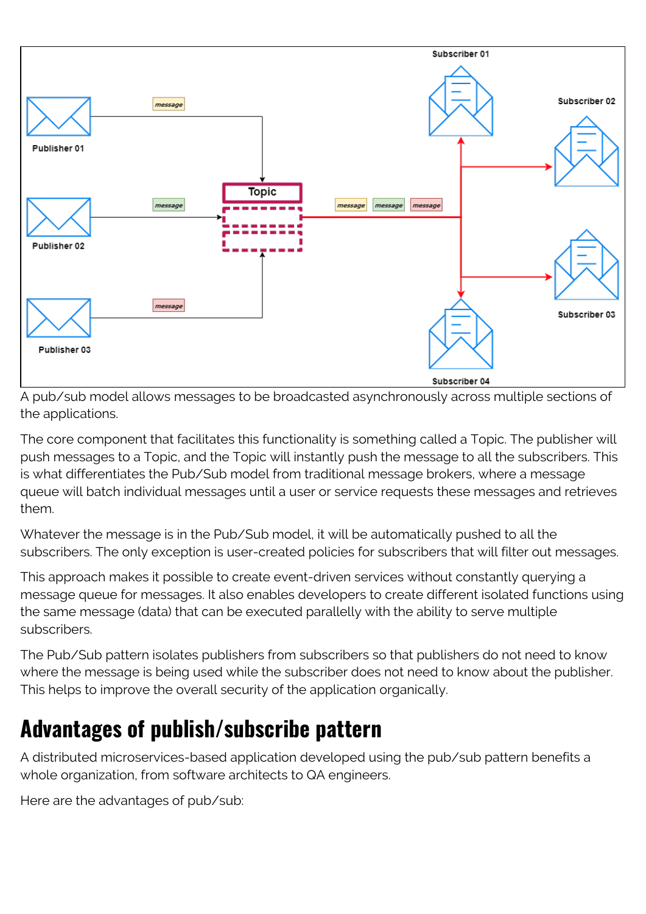A pub/sub model allows messages to be broadcasted asynchronously across multiple sections of the applications.

The core component that facilitates this functionality is something called a Topic. The publisher will push messages to a Topic, and the Topic will instantly push the message to all the subscribers. This is what differentiates the Pub/Sub model from traditional message brokers, where a message queue will batch individual messages until a user or service requests these messages and retrieves them.

Whatever the message is in the Pub/Sub model, it will be automatically pushed to all the subscribers. The only exception is user-created policies for subscribers that will filter out messages.

This approach makes it possible to create event-driven services without constantly querying a message queue for messages. It also enables developers to create different isolated functions using the same message (data) that can be executed parallelly with the ability to serve multiple subscribers.

The Pub/Sub pattern isolates publishers from subscribers so that publishers do not need to know where the message is being used while the subscriber does not need to know about the publisher. This helps to improve the overall security of the application organically.

## Advantages of publish/subscribe pattern

A distributed microservices-based application developed using the pub/sub pattern benefits a whole organization, from software architects to QA engineers.

Here are the advantages of pub/sub: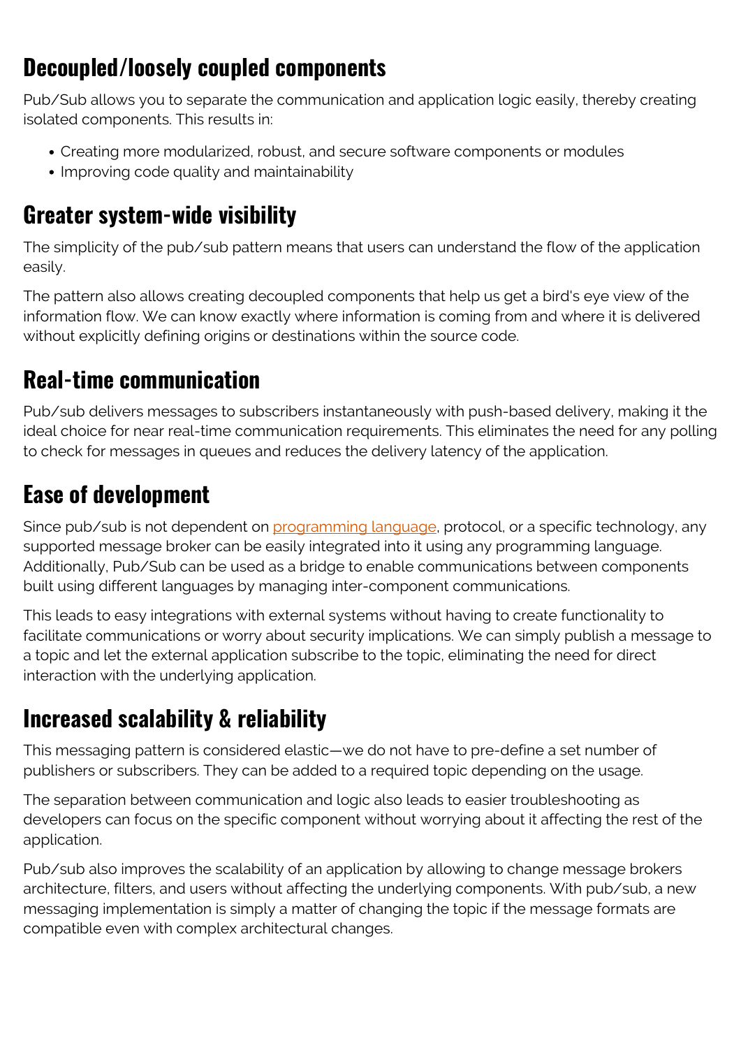## Decoupled/loosely coupled components

Pub/Sub allows you to separate the communication and application logic easily, thereby creating isolated components. This results in:

- Creating more modularized, robust, and secure software components or modules
- Improving code quality and maintainability

## Greater system-wide visibility

The simplicity of the pub/sub pattern means that users can understand the flow of the application easily.

The pattern also allows creating decoupled components that help us get a bird's eye view of the information flow. We can know exactly where information is coming from and where it is delivered without explicitly defining origins or destinations within the source code.

## Real-time communication

Pub/sub delivers messages to subscribers instantaneously with push-based delivery, making it the ideal choice for near real-time communication requirements. This eliminates the need for any polling to check for messages in queues and reduces the delivery latency of the application.

## Ease of development

Since pub/sub is not dependent on programming language, protocol, or a specific technology, any supported message broker can be easily integrated into it using any programming language. Additionally, Pub/Sub can be used as a bridge to enable communications between components built using different languages by managing inter-component communications.

This leads to easy integrations with external systems without having to create functionality to facilitate communications or worry about security implications. We can simply publish a message to a topic and let the external application subscribe to the topic, eliminating the need for direct interaction with the underlying application.

## Increased scalability & reliability

This messaging pattern is considered elastic—we do not have to pre-define a set number of publishers or subscribers. They can be added to a required topic depending on the usage.

The separation between communication and logic also leads to easier troubleshooting as developers can focus on the specific component without worrying about it affecting the rest of the application.

Pub/sub also improves the scalability of an application by allowing to change message brokers architecture, filters, and users without affecting the underlying components. With pub/sub, a new messaging implementation is simply a matter of changing the topic if the message formats are compatible even with complex architectural changes.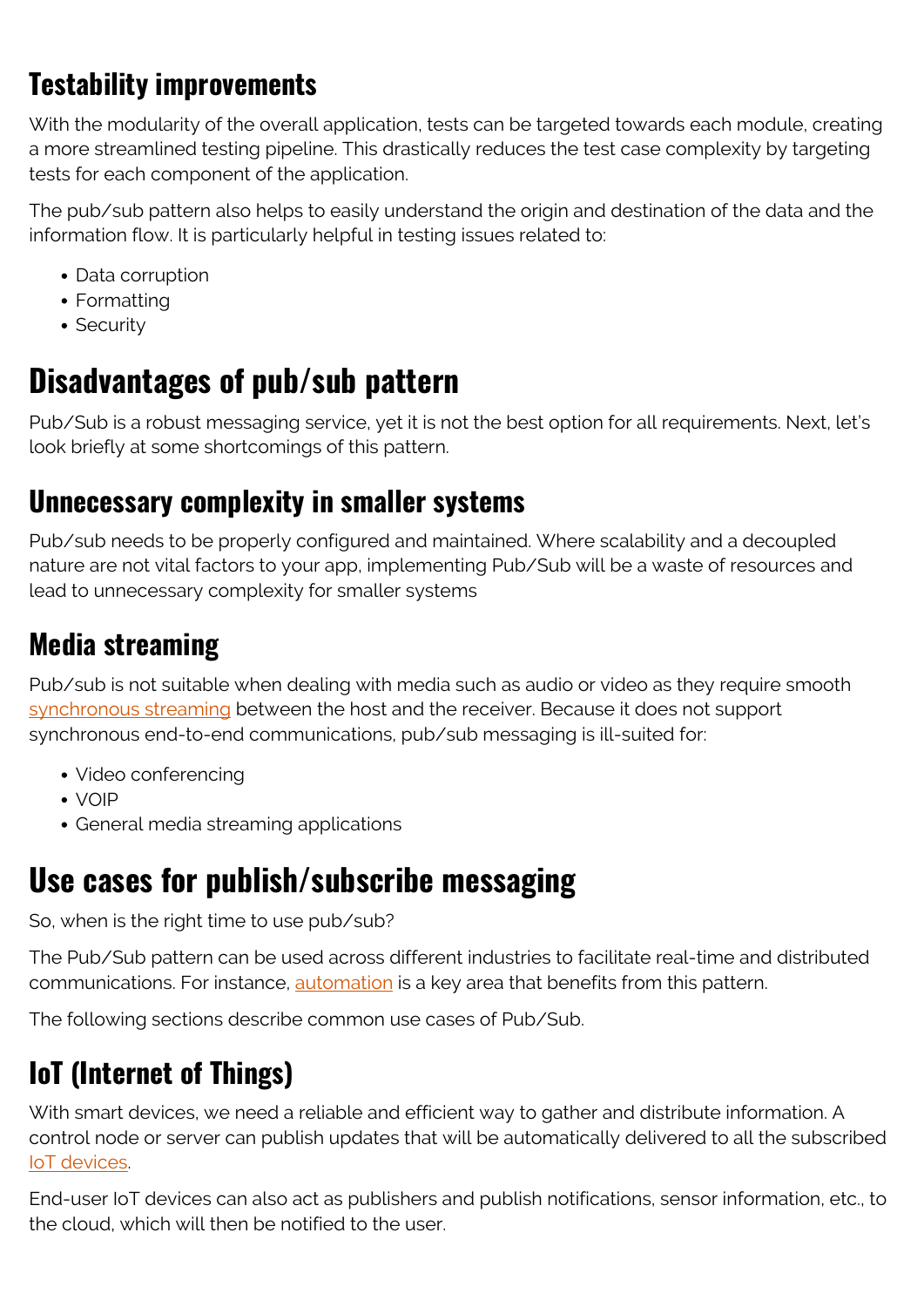### Testability improvements

With the modularity of the overall application, tests can be targeted towards each module, creating a more streamlined testing pipeline. This drastically reduces the test case complexity by targeting tests for each component of the application.

The pub/sub pattern also helps to easily understand the origin and destination of the data and the information flow. It is particularly helpful in testing issues related to:

- Data corruption
- Formatting
- Security

## Disadvantages of pub/sub pattern

Pub/Sub is a robust messaging service, yet it is not the best option for all requirements. Next, let's look briefly at some shortcomings of this pattern.

### Unnecessary complexity in smaller systems

Pub/sub needs to be properly configured and maintained. Where scalability and a decoupled nature are not vital factors to your app, implementing Pub/Sub will be a waste of resources and lead to unnecessary complexity for smaller systems

### Media streaming

Pub/sub is not suitable when dealing with media such as audio or video as they require smooth synchronous streaming between the host and the receiver. Because it does not support synchronous end-to-end communications, pub/sub messaging is ill-suited for:

- Video conferencing
- VOIP
- General media streaming applications

## Use cases for publish/subscribe messaging

So, when is the right time to use pub/sub?

The Pub/Sub pattern can be used across different industries to facilitate real-time and distributed communications. For instance, automation is a key area that benefits from this pattern.

The following sections describe common use cases of Pub/Sub.

### IoT (Internet of Things)

With smart devices, we need a reliable and efficient way to gather and distribute information. A control node or server can publish updates that will be automatically delivered to all the subscribed IoT devices.

End-user IoT devices can also act as publishers and publish notifications, sensor information, etc., to the cloud, which will then be notified to the user.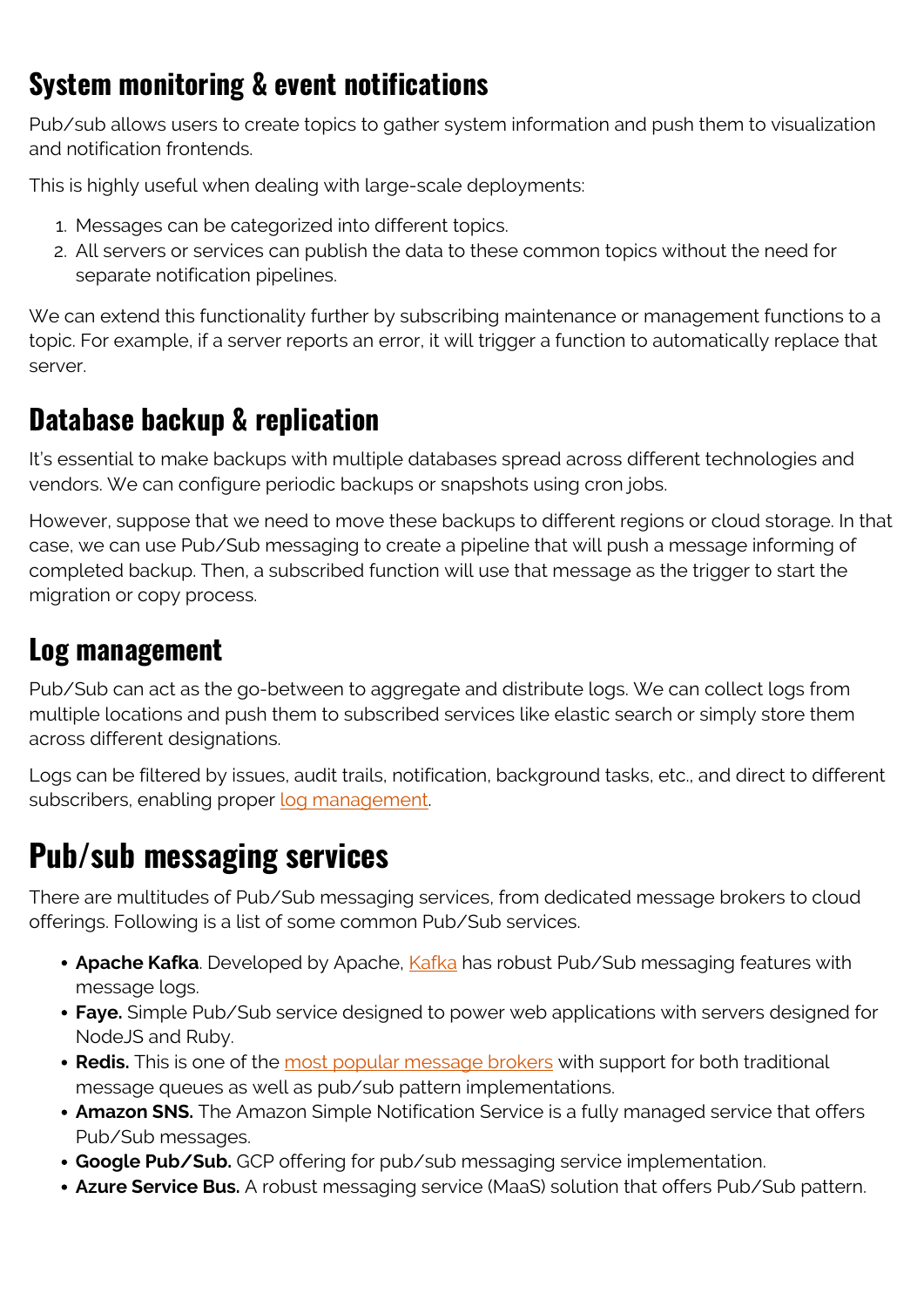### System monitoring & event notifications

Pub/sub allows users to create topics to gather system information and push them to visualization and notification frontends.

This is highly useful when dealing with large-scale deployments:

1. Messages can be categorized into different topics.
2. All servers or services can publish the data to these common topics without the need for separate notification pipelines.

We can extend this functionality further by subscribing maintenance or management functions to a topic. For example, if a server reports an error, it will trigger a function to automatically replace that server.

### Database backup & replication

It's essential to make backups with multiple databases spread across different technologies and vendors. We can configure periodic backups or snapshots using cron jobs.

However, suppose that we need to move these backups to different regions or cloud storage. In that case, we can use Pub/Sub messaging to create a pipeline that will push a message informing of completed backup. Then, a subscribed function will use that message as the trigger to start the migration or copy process.

### Log management

Pub/Sub can act as the go-between to aggregate and distribute logs. We can collect logs from multiple locations and push them to subscribed services like elastic search or simply store them across different designations.

Logs can be filtered by issues, audit trails, notification, background tasks, etc., and direct to different subscribers, enabling proper log management.

## Pub/sub messaging services

There are multitudes of Pub/Sub messaging services, from dedicated message brokers to cloud offerings. Following is a list of some common Pub/Sub services.

- **Apache Kafka**. Developed by Apache, Kafka has robust Pub/Sub messaging features with message logs.
- **Faye.** Simple Pub/Sub service designed to power web applications with servers designed for NodeJS and Ruby.
- **Redis.** This is one of the most popular message brokers with support for both traditional message queues as well as pub/sub pattern implementations.
- **Amazon SNS.** The Amazon Simple Notification Service is a fully managed service that offers Pub/Sub messages.
- **Google Pub/Sub.** GCP offering for pub/sub messaging service implementation.
- **Azure Service Bus.** A robust messaging service (MaaS) solution that offers Pub/Sub pattern.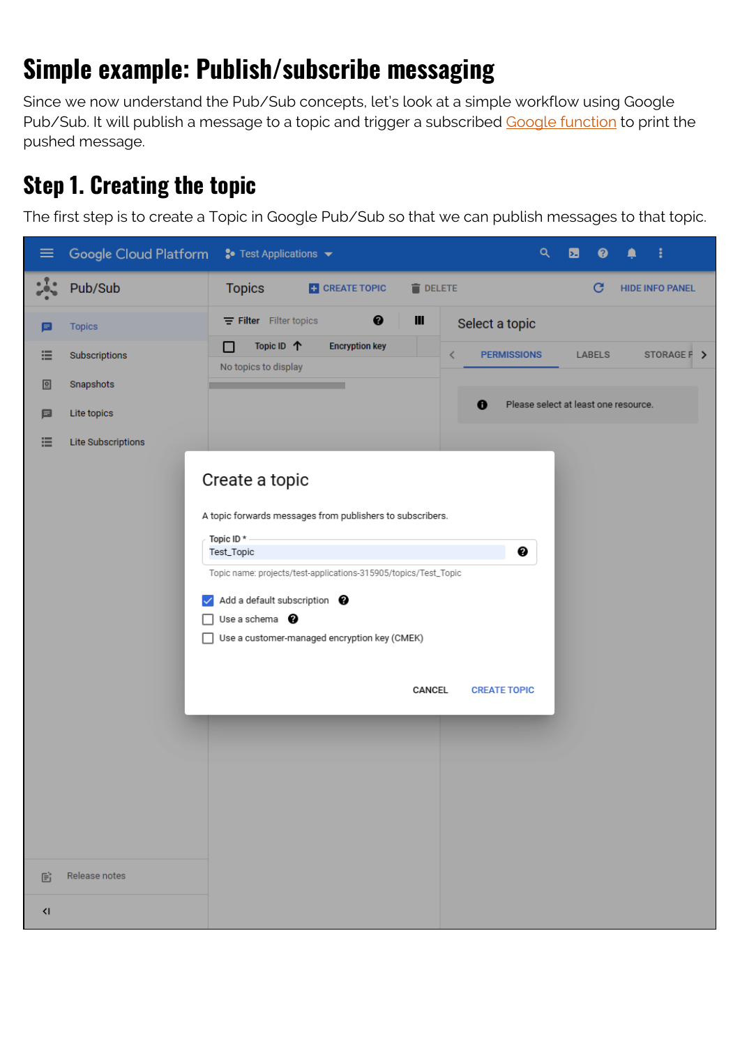## Simple example: Publish/subscribe messaging

Since we now understand the Pub/Sub concepts, let's look at a simple workflow using Google Pub/Sub. It will publish a message to a topic and trigger a subscribed Google function to print the pushed message.

### Step 1. Creating the topic

The first step is to create a Topic in Google Pub/Sub so that we can publish messages to that topic.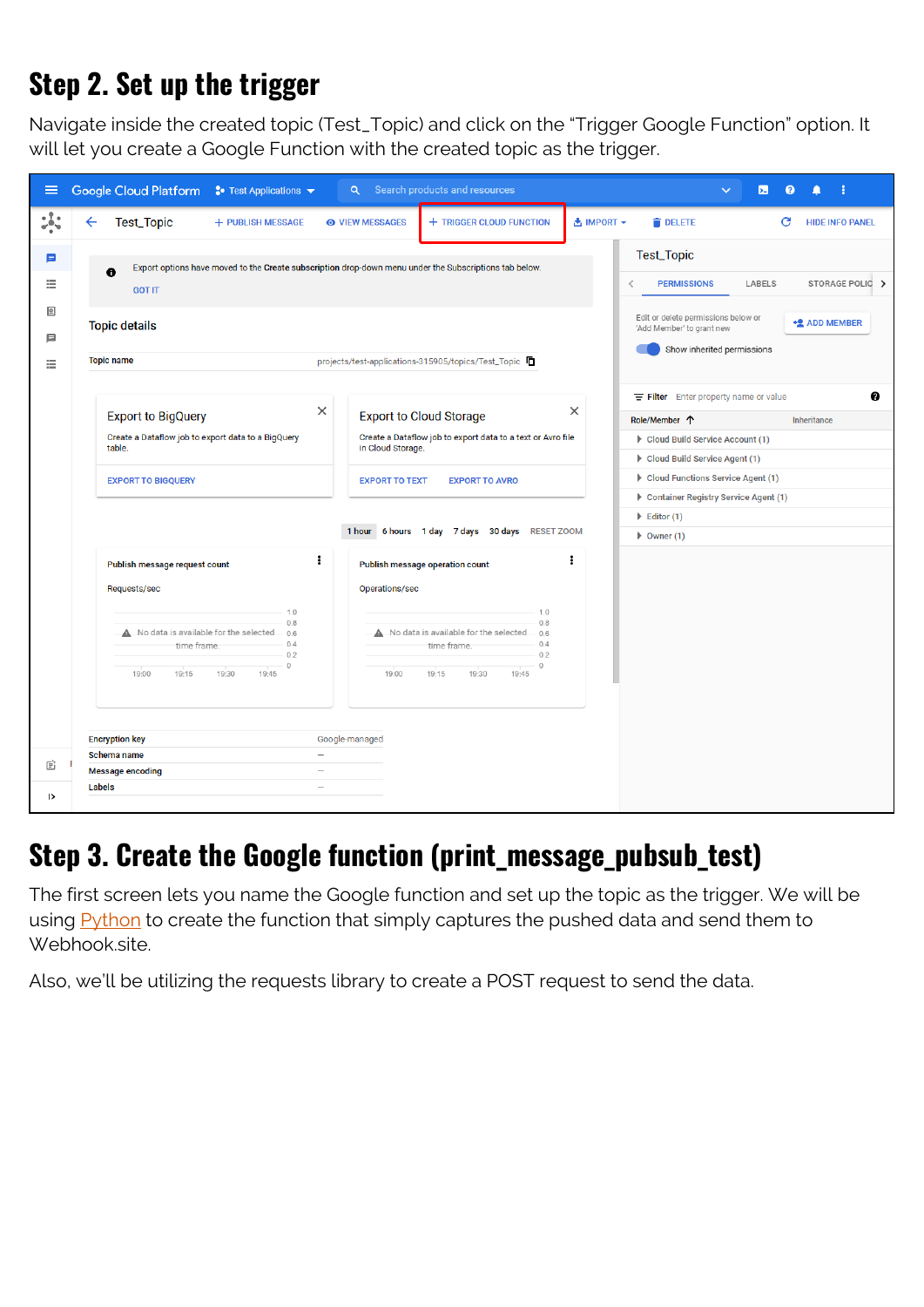## Step 2. Set up the trigger

Navigate inside the created topic (Test_Topic) and click on the "Trigger Google Function" option. It will let you create a Google Function with the created topic as the trigger.

## Step 3. Create the Google function (print_message_pubsub_test)

The first screen lets you name the Google function and set up the topic as the trigger. We will be using Python to create the function that simply captures the pushed data and send them to Webhook.site.

Also, we'll be utilizing the requests library to create a POST request to send the data.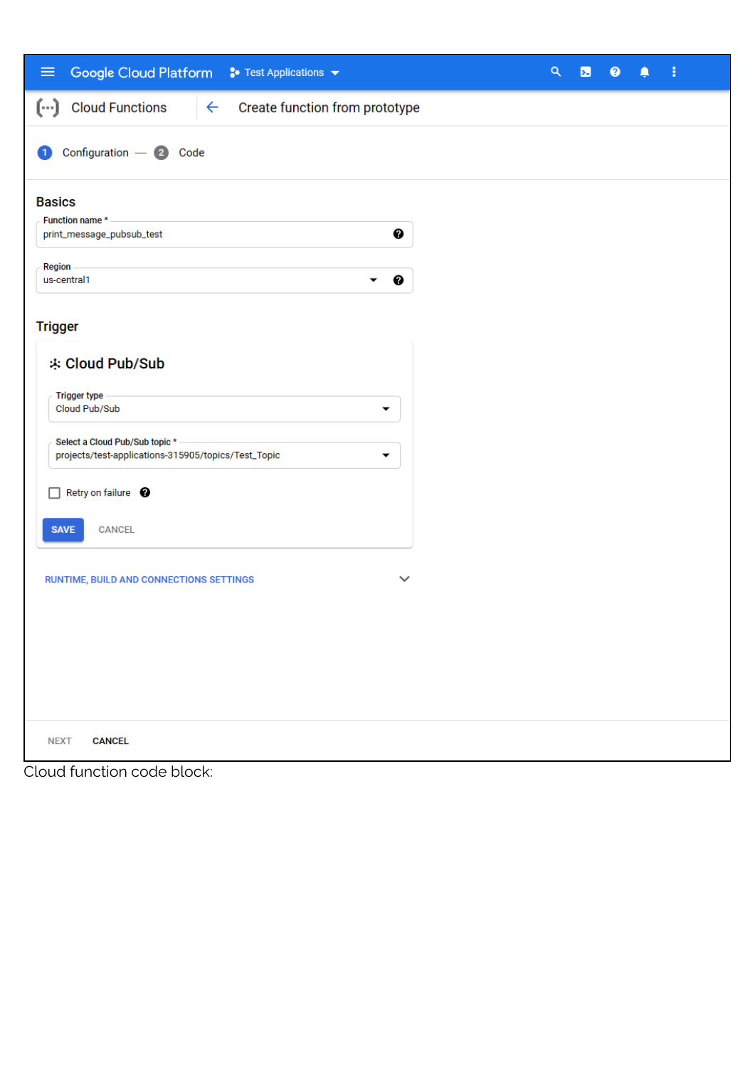Google Cloud Platform    Test Applications

Cloud Functions    ← Create function from prototype

1 Configuration — 2 Code

## Basics

Function name *
print_message_pubsub_test

Region
us-central1

## Trigger

### Cloud Pub/Sub

Trigger type
Cloud Pub/Sub

Select a Cloud Pub/Sub topic *
projects/test-applications-315905/topics/Test_Topic

Retry on failure

SAVE    CANCEL

RUNTIME, BUILD AND CONNECTIONS SETTINGS

NEXT    CANCEL

Cloud function code block: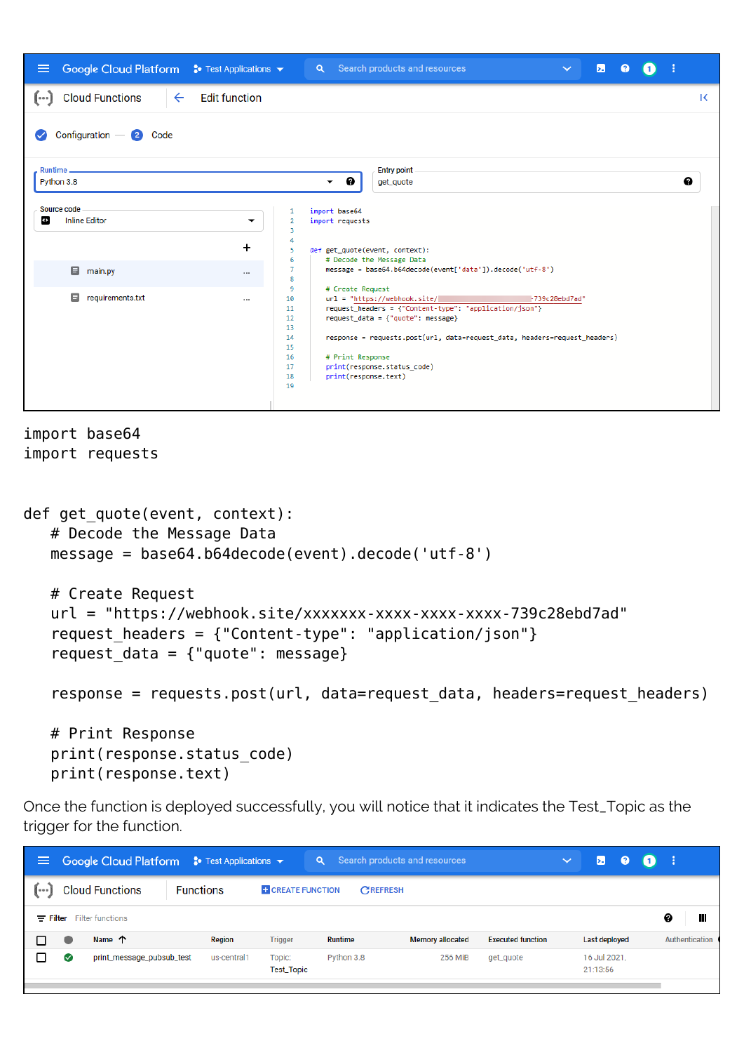```
import base64
import requests


def get_quote(event, context):
   # Decode the Message Data
   message = base64.b64decode(event).decode('utf-8')

   # Create Request
   url = "https://webhook.site/xxxxxxx-xxxx-xxxx-xxxx-739c28ebd7ad"
   request_headers = {"Content-type": "application/json"}
   request_data = {"quote": message}

   response = requests.post(url, data=request_data, headers=request_headers)

   # Print Response
   print(response.status_code)
   print(response.text)
```

Once the function is deployed successfully, you will notice that it indicates the Test_Topic as the trigger for the function.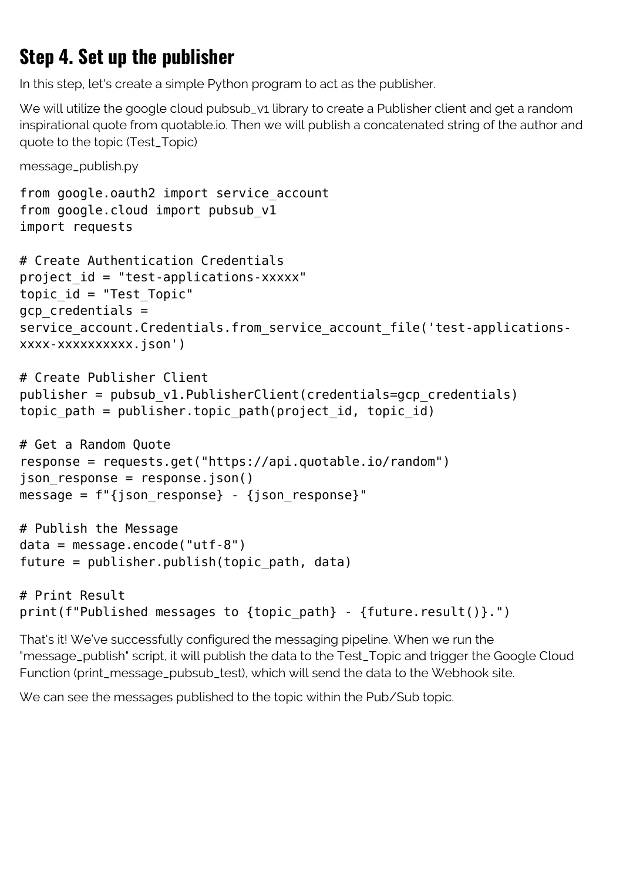## Step 4. Set up the publisher

In this step, let's create a simple Python program to act as the publisher.

We will utilize the google cloud pubsub_v1 library to create a Publisher client and get a random inspirational quote from quotable.io. Then we will publish a concatenated string of the author and quote to the topic (Test_Topic)

message_publish.py

```
from google.oauth2 import service_account
from google.cloud import pubsub_v1
import requests

# Create Authentication Credentials
project_id = "test-applications-xxxxx"
topic_id = "Test_Topic"
gcp_credentials =
service_account.Credentials.from_service_account_file('test-applications-
xxxx-xxxxxxxxxx.json')

# Create Publisher Client
publisher = pubsub_v1.PublisherClient(credentials=gcp_credentials)
topic_path = publisher.topic_path(project_id, topic_id)

# Get a Random Quote
response = requests.get("https://api.quotable.io/random")
json_response = response.json()
message = f"{json_response} - {json_response}"

# Publish the Message
data = message.encode("utf-8")
future = publisher.publish(topic_path, data)

# Print Result
print(f"Published messages to {topic_path} - {future.result()}.")
```

That's it! We've successfully configured the messaging pipeline. When we run the "message_publish" script, it will publish the data to the Test_Topic and trigger the Google Cloud Function (print_message_pubsub_test), which will send the data to the Webhook site.

We can see the messages published to the topic within the Pub/Sub topic.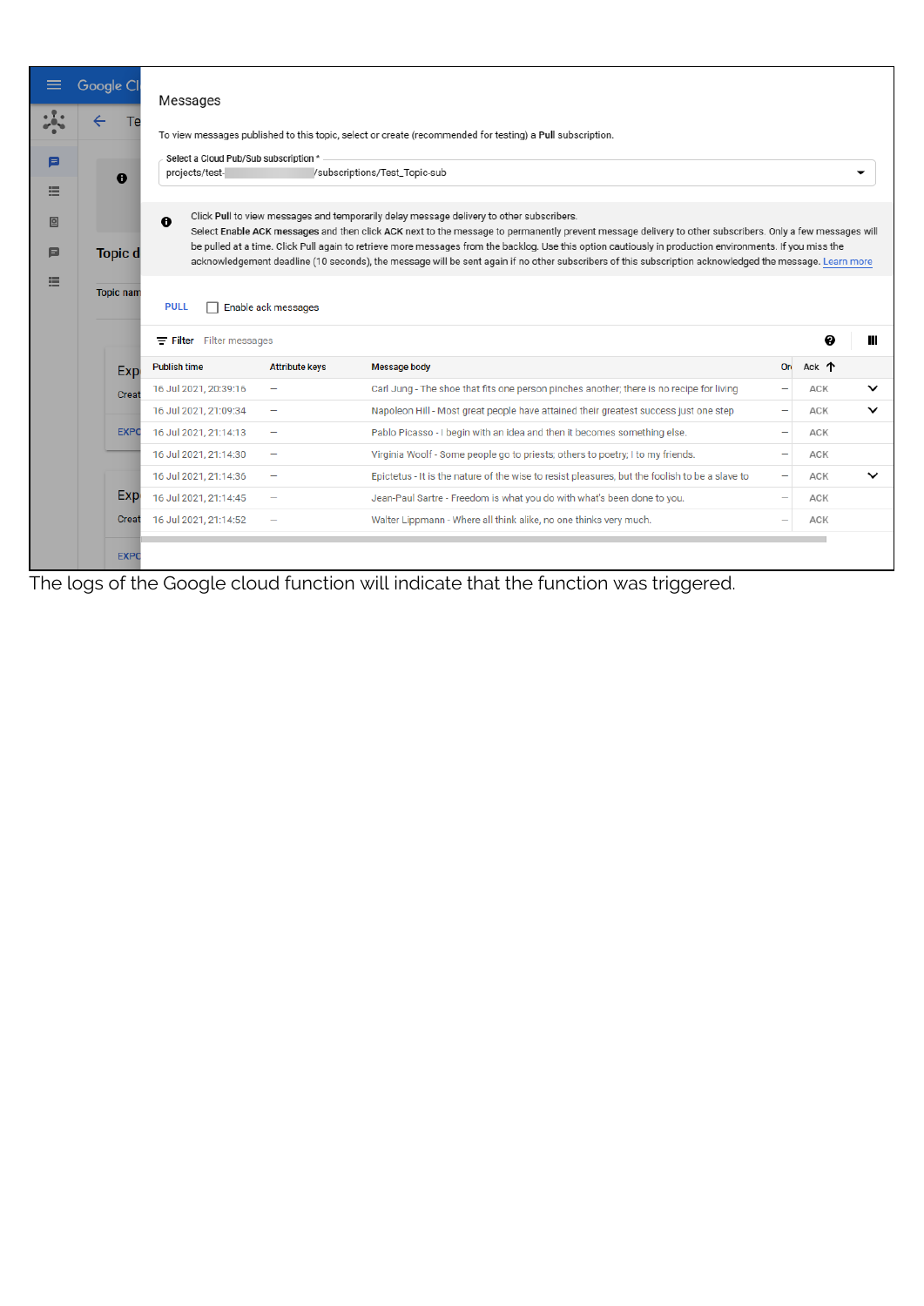Messages

To view messages published to this topic, select or create (recommended for testing) a **Pull** subscription.

Select a Cloud Pub/Sub subscription *
projects/test-/subscriptions/Test_Topic-sub

Click **Pull** to view messages and temporarily delay message delivery to other subscribers.
Select **Enable ACK messages** and then click **ACK** next to the message to permanently prevent message delivery to other subscribers. Only a few messages will be pulled at a time. Click Pull again to retrieve more messages from the backlog. Use this option cautiously in production environments. If you miss the acknowledgement deadline (10 seconds), the message will be sent again if no other subscribers of this subscription acknowledged the message. Learn more

PULL    Enable ack messages

Filter    Filter messages

| Publish time | Attribute keys | Message body | Or | Ack |
|---|---|---|---|---|
| 16 Jul 2021, 20:39:16 | – | Carl Jung - The shoe that fits one person pinches another; there is no recipe for living | – | ACK |
| 16 Jul 2021, 21:09:34 | – | Napoleon Hill - Most great people have attained their greatest success just one step | – | ACK |
| 16 Jul 2021, 21:14:13 | – | Pablo Picasso - I begin with an idea and then it becomes something else. | – | ACK |
| 16 Jul 2021, 21:14:30 | – | Virginia Woolf - Some people go to priests; others to poetry; I to my friends. | – | ACK |
| 16 Jul 2021, 21:14:36 | – | Epictetus - It is the nature of the wise to resist pleasures, but the foolish to be a slave to | – | ACK |
| 16 Jul 2021, 21:14:45 | – | Jean-Paul Sartre - Freedom is what you do with what's been done to you. | – | ACK |
| 16 Jul 2021, 21:14:52 | – | Walter Lippmann - Where all think alike, no one thinks very much. | – | ACK |

The logs of the Google cloud function will indicate that the function was triggered.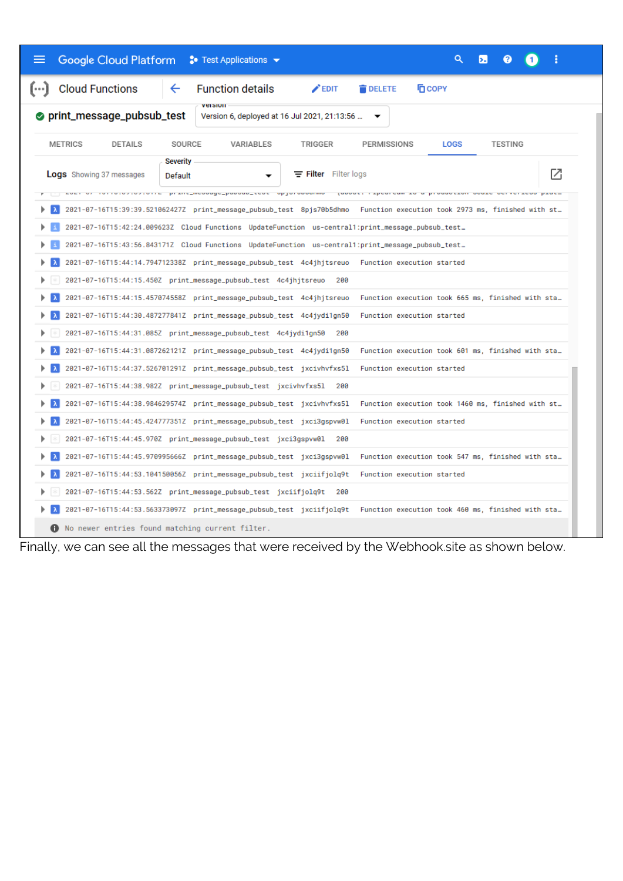Google Cloud Platform   Test Applications

Cloud Functions   ←   Function details   EDIT   DELETE   COPY

print_message_pubsub_test   Version: Version 6, deployed at 16 Jul 2021, 21:13:56 ...

METRICS   DETAILS   SOURCE   VARIABLES   TRIGGER   PERMISSIONS   LOGS   TESTING

Logs Showing 37 messages   Severity: Default   Filter   Filter logs

```
2021-07-16T15:39:39.521062427Z  print_message_pubsub_test  8pjs70b5dhmo  Function execution took 2973 ms, finished with st…
2021-07-16T15:42:24.009623Z  Cloud Functions  UpdateFunction  us-central1:print_message_pubsub_test…
2021-07-16T15:43:56.843171Z  Cloud Functions  UpdateFunction  us-central1:print_message_pubsub_test…
2021-07-16T15:44:14.794712338Z  print_message_pubsub_test  4c4jhjtsreuo  Function execution started
2021-07-16T15:44:15.450Z  print_message_pubsub_test  4c4jhjtsreuo  200
2021-07-16T15:44:15.457074558Z  print_message_pubsub_test  4c4jhjtsreuo  Function execution took 665 ms, finished with sta…
2021-07-16T15:44:30.487277841Z  print_message_pubsub_test  4c4jydi1gn50  Function execution started
2021-07-16T15:44:31.085Z  print_message_pubsub_test  4c4jydi1gn50  200
2021-07-16T15:44:31.087262121Z  print_message_pubsub_test  4c4jydi1gn50  Function execution took 601 ms, finished with sta…
2021-07-16T15:44:37.526701291Z  print_message_pubsub_test  jxcivhvfxs5l  Function execution started
2021-07-16T15:44:38.982Z  print_message_pubsub_test  jxcivhvfxs5l  200
2021-07-16T15:44:38.984629574Z  print_message_pubsub_test  jxcivhvfxs5l  Function execution took 1460 ms, finished with st…
2021-07-16T15:44:45.424777351Z  print_message_pubsub_test  jxci3gspvw0l  Function execution started
2021-07-16T15:44:45.970Z  print_message_pubsub_test  jxci3gspvw0l  200
2021-07-16T15:44:45.970995666Z  print_message_pubsub_test  jxci3gspvw0l  Function execution took 547 ms, finished with sta…
2021-07-16T15:44:53.104150056Z  print_message_pubsub_test  jxciifjolq9t  Function execution started
2021-07-16T15:44:53.562Z  print_message_pubsub_test  jxciifjolq9t  200
2021-07-16T15:44:53.563373097Z  print_message_pubsub_test  jxciifjolq9t  Function execution took 460 ms, finished with sta…
No newer entries found matching current filter.
```

Finally, we can see all the messages that were received by the Webhook.site as shown below.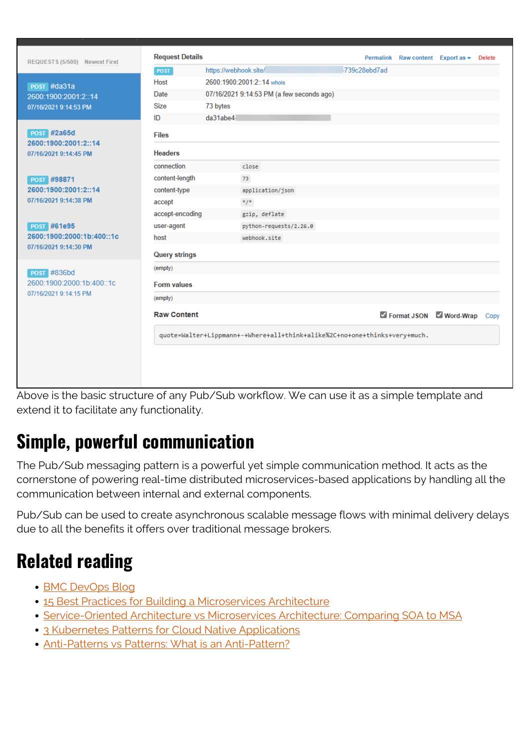| REQUESTS (5/500) Newest First | Request Details | | Permalink Raw content Export as ▾ Delete |
|---|---|---|---|
| POST #da31a 2600:1900:2001:2::14 07/16/2021 9:14:53 PM | POST | https://webhook.site/ 739c28ebd7ad | |
| | Host | 2600:1900:2001:2::14 whois | |
| POST #2a65d 2600:1900:2001:2::14 07/16/2021 9:14:45 PM | Date | 07/16/2021 9:14:53 PM (a few seconds ago) | |
| | Size | 73 bytes | |
| POST #98871 2600:1900:2001:2::14 07/16/2021 9:14:38 PM | ID | da31abe4- | |
| POST #61e95 2600:1900:2000:1b:400::1c 07/16/2021 9:14:30 PM | Files | | |
| POST #836bd 2600:1900:2000:1b:400::1c 07/16/2021 9:14:15 PM | Headers | | |
| | connection | close | |
| | content-length | 73 | |
| | content-type | application/json | |
| | accept | */* | |
| | accept-encoding | gzip, deflate | |
| | user-agent | python-requests/2.26.0 | |
| | host | webhook.site | |
| | Query strings | | |
| | (empty) | | |
| | Form values | | |
| | (empty) | | |
| | Raw Content | | Format JSON Word-Wrap Copy |

```
quote=Walter+Lippmann+-+Where+all+think+alike%2C+no+one+thinks+very+much.
```

Above is the basic structure of any Pub/Sub workflow. We can use it as a simple template and extend it to facilitate any functionality.

## Simple, powerful communication

The Pub/Sub messaging pattern is a powerful yet simple communication method. It acts as the cornerstone of powering real-time distributed microservices-based applications by handling all the communication between internal and external components.

Pub/Sub can be used to create asynchronous scalable message flows with minimal delivery delays due to all the benefits it offers over traditional message brokers.

## Related reading

- BMC DevOps Blog
- 15 Best Practices for Building a Microservices Architecture
- Service-Oriented Architecture vs Microservices Architecture: Comparing SOA to MSA
- 3 Kubernetes Patterns for Cloud Native Applications
- Anti-Patterns vs Patterns: What is an Anti-Pattern?